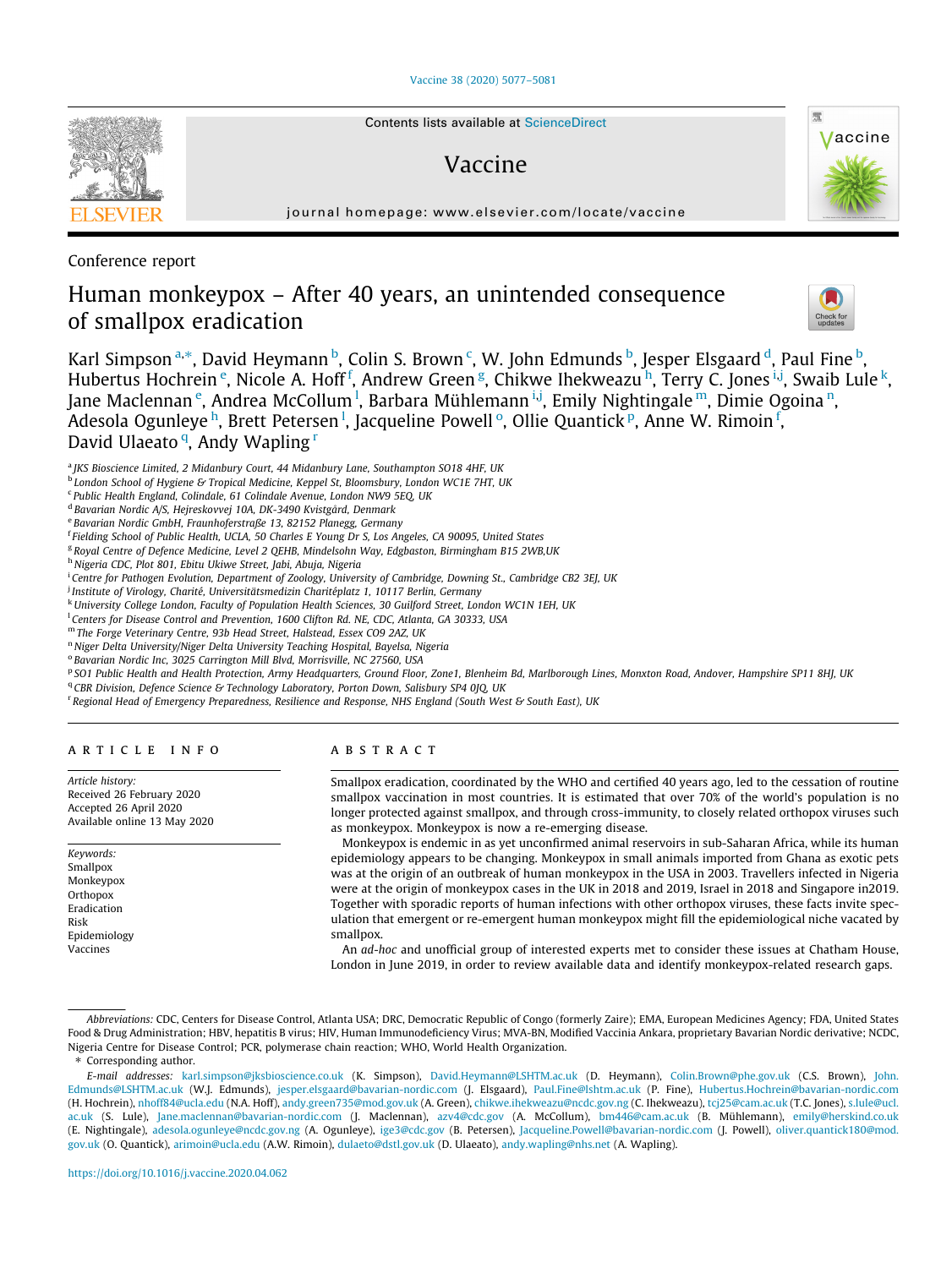Conference report

# Human monkeypox – After 40 years, an unintended consequence of smallpox eradication

Karl Simpson [a,*], David Heymann [b], Colin S. Brown [c], W. John Edmunds [b], Jesper Elsgaard [d], Paul Fine [b], Hubertus Hochrein [e], Nicole A. Hoff [f], Andrew Green [g], Chikwe Ihekweazu [h], Terry C. Jones [i,j], Swaib Lule [k], Jane Maclennan [e], Andrea McCollum [l], Barbara Mühlemann [i,j], Emily Nightingale [m], Dimie Ogoina [n], Adesola Ogunleye [h], Brett Petersen [l], Jacqueline Powell [o], Ollie Quantick [p], Anne W. Rimoin [f], David Ulaeato [q], Andy Wapling [r]

[a] JKS Bioscience Limited, 2 Midanbury Court, 44 Midanbury Lane, Southampton SO18 4HF, UK
[b] London School of Hygiene & Tropical Medicine, Keppel St, Bloomsbury, London WC1E 7HT, UK
[c] Public Health England, Colindale, 61 Colindale Avenue, London NW9 5EQ, UK
[d] Bavarian Nordic A/S, Hejreskovvej 10A, DK-3490 Kvistgård, Denmark
[e] Bavarian Nordic GmbH, Fraunhoferstraße 13, 82152 Planegg, Germany
[f] Fielding School of Public Health, UCLA, 50 Charles E Young Dr S, Los Angeles, CA 90095, United States
[g] Royal Centre of Defence Medicine, Level 2 QEHB, Mindelsohn Way, Edgbaston, Birmingham B15 2WB,UK
[h] Nigeria CDC, Plot 801, Ebitu Ukiwe Street, Jabi, Abuja, Nigeria
[i] Centre for Pathogen Evolution, Department of Zoology, University of Cambridge, Downing St., Cambridge CB2 3EJ, UK
[j] Institute of Virology, Charité, Universitätsmedizin Charitéplatz 1, 10117 Berlin, Germany
[k] University College London, Faculty of Population Health Sciences, 30 Guilford Street, London WC1N 1EH, UK
[l] Centers for Disease Control and Prevention, 1600 Clifton Rd. NE, CDC, Atlanta, GA 30333, USA
[m] The Forge Veterinary Centre, 93b Head Street, Halstead, Essex CO9 2AZ, UK
[n] Niger Delta University/Niger Delta University Teaching Hospital, Bayelsa, Nigeria
[o] Bavarian Nordic Inc, 3025 Carrington Mill Blvd, Morrisville, NC 27560, USA
[p] SO1 Public Health and Health Protection, Army Headquarters, Ground Floor, Zone1, Blenheim Bd, Marlborough Lines, Monxton Road, Andover, Hampshire SP11 8HJ, UK
[q] CBR Division, Defence Science & Technology Laboratory, Porton Down, Salisbury SP4 0JQ, UK
[r] Regional Head of Emergency Preparedness, Resilience and Response, NHS England (South West & South East), UK

## ARTICLE INFO

*Article history:*
Received 26 February 2020
Accepted 26 April 2020
Available online 13 May 2020

*Keywords:*
Smallpox
Monkeypox
Orthopox
Eradication
Risk
Epidemiology
Vaccines

## ABSTRACT

Smallpox eradication, coordinated by the WHO and certified 40 years ago, led to the cessation of routine smallpox vaccination in most countries. It is estimated that over 70% of the world's population is no longer protected against smallpox, and through cross-immunity, to closely related orthopox viruses such as monkeypox. Monkeypox is now a re-emerging disease.

Monkeypox is endemic in as yet unconfirmed animal reservoirs in sub-Saharan Africa, while its human epidemiology appears to be changing. Monkeypox in small animals imported from Ghana as exotic pets was at the origin of an outbreak of human monkeypox in the USA in 2003. Travellers infected in Nigeria were at the origin of monkeypox cases in the UK in 2018 and 2019, Israel in 2018 and Singapore in2019. Together with sporadic reports of human infections with other orthopox viruses, these facts invite speculation that emergent or re-emergent human monkeypox might fill the epidemiological niche vacated by smallpox.

An *ad-hoc* and unofficial group of interested experts met to consider these issues at Chatham House, London in June 2019, in order to review available data and identify monkeypox-related research gaps.

*Abbreviations:* CDC, Centers for Disease Control, Atlanta USA; DRC, Democratic Republic of Congo (formerly Zaire); EMA, European Medicines Agency; FDA, United States Food & Drug Administration; HBV, hepatitis B virus; HIV, Human Immunodeficiency Virus; MVA-BN, Modified Vaccinia Ankara, proprietary Bavarian Nordic derivative; NCDC, Nigeria Centre for Disease Control; PCR, polymerase chain reaction; WHO, World Health Organization.

* Corresponding author.

*E-mail addresses:* karl.simpson@jksbioscience.co.uk (K. Simpson), David.Heymann@LSHTM.ac.uk (D. Heymann), Colin.Brown@phe.gov.uk (C.S. Brown), John.Edmunds@LSHTM.ac.uk (W.J. Edmunds), jesper.elsgaard@bavarian-nordic.com (J. Elsgaard), Paul.Fine@lshtm.ac.uk (P. Fine), Hubertus.Hochrein@bavarian-nordic.com (H. Hochrein), nhoff84@ucla.edu (N.A. Hoff), andy.green735@mod.gov.uk (A. Green), chikwe.ihekweazu@ncdc.gov.ng (C. Ihekweazu), tcj25@cam.ac.uk (T.C. Jones), s.lule@ucl.ac.uk (S. Lule), Jane.maclennan@bavarian-nordic.com (J. Maclennan), azv4@cdc.gov (A. McCollum), bm446@cam.ac.uk (B. Mühlemann), emily@herskind.co.uk (E. Nightingale), adesola.ogunleye@ncdc.gov.ng (A. Ogunleye), ige3@cdc.gov (B. Petersen), Jacqueline.Powell@bavarian-nordic.com (J. Powell), oliver.quantick180@mod.gov.uk (O. Quantick), arimoin@ucla.edu (A.W. Rimoin), dulaeto@dstl.gov.uk (D. Ulaeato), andy.wapling@nhs.net (A. Wapling).

https://doi.org/10.1016/j.vaccine.2020.04.062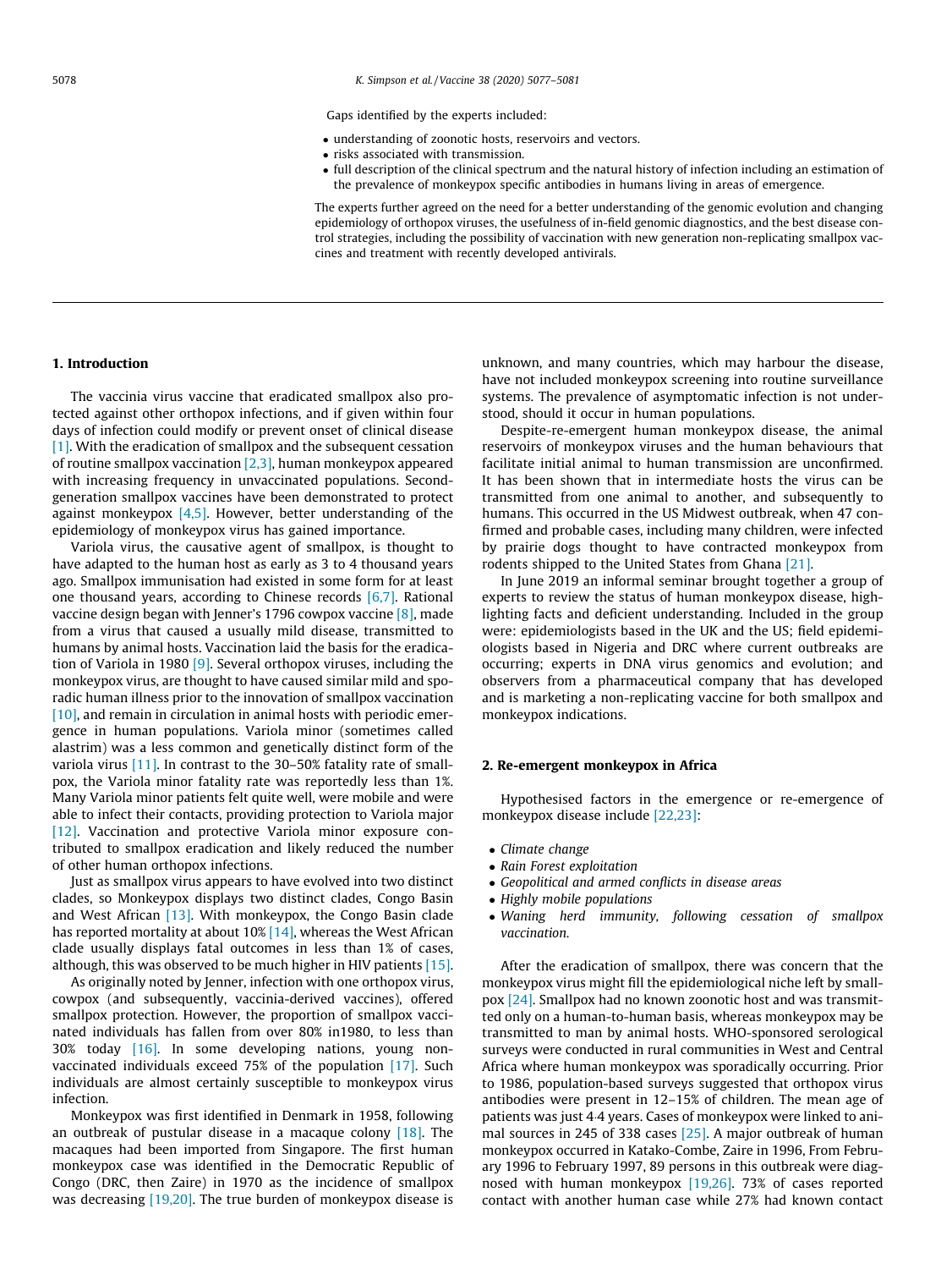Gaps identified by the experts included:

- understanding of zoonotic hosts, reservoirs and vectors.
- risks associated with transmission.
- full description of the clinical spectrum and the natural history of infection including an estimation of the prevalence of monkeypox specific antibodies in humans living in areas of emergence.

The experts further agreed on the need for a better understanding of the genomic evolution and changing epidemiology of orthopox viruses, the usefulness of in-field genomic diagnostics, and the best disease control strategies, including the possibility of vaccination with new generation non-replicating smallpox vaccines and treatment with recently developed antivirals.

## 1. Introduction

The vaccinia virus vaccine that eradicated smallpox also protected against other orthopox infections, and if given within four days of infection could modify or prevent onset of clinical disease [1]. With the eradication of smallpox and the subsequent cessation of routine smallpox vaccination [2,3], human monkeypox appeared with increasing frequency in unvaccinated populations. Second-generation smallpox vaccines have been demonstrated to protect against monkeypox [4,5]. However, better understanding of the epidemiology of monkeypox virus has gained importance.

Variola virus, the causative agent of smallpox, is thought to have adapted to the human host as early as 3 to 4 thousand years ago. Smallpox immunisation had existed in some form for at least one thousand years, according to Chinese records [6,7]. Rational vaccine design began with Jenner's 1796 cowpox vaccine [8], made from a virus that caused a usually mild disease, transmitted to humans by animal hosts. Vaccination laid the basis for the eradication of Variola in 1980 [9]. Several orthopox viruses, including the monkeypox virus, are thought to have caused similar mild and sporadic human illness prior to the innovation of smallpox vaccination [10], and remain in circulation in animal hosts with periodic emergence in human populations. Variola minor (sometimes called alastrim) was a less common and genetically distinct form of the variola virus [11]. In contrast to the 30–50% fatality rate of smallpox, the Variola minor fatality rate was reportedly less than 1%. Many Variola minor patients felt quite well, were mobile and were able to infect their contacts, providing protection to Variola major [12]. Vaccination and protective Variola minor exposure contributed to smallpox eradication and likely reduced the number of other human orthopox infections.

Just as smallpox virus appears to have evolved into two distinct clades, so Monkeypox displays two distinct clades, Congo Basin and West African [13]. With monkeypox, the Congo Basin clade has reported mortality at about 10% [14], whereas the West African clade usually displays fatal outcomes in less than 1% of cases, although, this was observed to be much higher in HIV patients [15].

As originally noted by Jenner, infection with one orthopox virus, cowpox (and subsequently, vaccinia-derived vaccines), offered smallpox protection. However, the proportion of smallpox vaccinated individuals has fallen from over 80% in1980, to less than 30% today [16]. In some developing nations, young non-vaccinated individuals exceed 75% of the population [17]. Such individuals are almost certainly susceptible to monkeypox virus infection.

Monkeypox was first identified in Denmark in 1958, following an outbreak of pustular disease in a macaque colony [18]. The macaques had been imported from Singapore. The first human monkeypox case was identified in the Democratic Republic of Congo (DRC, then Zaire) in 1970 as the incidence of smallpox was decreasing [19,20]. The true burden of monkeypox disease is unknown, and many countries, which may harbour the disease, have not included monkeypox screening into routine surveillance systems. The prevalence of asymptomatic infection is not understood, should it occur in human populations.

Despite re-emergent human monkeypox disease, the animal reservoirs of monkeypox viruses and the human behaviours that facilitate initial animal to human transmission are unconfirmed. It has been shown that in intermediate hosts the virus can be transmitted from one animal to another, and subsequently to humans. This occurred in the US Midwest outbreak, when 47 confirmed and probable cases, including many children, were infected by prairie dogs thought to have contracted monkeypox from rodents shipped to the United States from Ghana [21].

In June 2019 an informal seminar brought together a group of experts to review the status of human monkeypox disease, highlighting facts and deficient understanding. Included in the group were: epidemiologists based in the UK and the US; field epidemiologists based in Nigeria and DRC where current outbreaks are occurring; experts in DNA virus genomics and evolution; and observers from a pharmaceutical company that has developed and is marketing a non-replicating vaccine for both smallpox and monkeypox indications.

## 2. Re-emergent monkeypox in Africa

Hypothesised factors in the emergence or re-emergence of monkeypox disease include [22,23]:

- *Climate change*
- *Rain Forest exploitation*
- *Geopolitical and armed conflicts in disease areas*
- *Highly mobile populations*
- *Waning herd immunity, following cessation of smallpox vaccination.*

After the eradication of smallpox, there was concern that the monkeypox virus might fill the epidemiological niche left by smallpox [24]. Smallpox had no known zoonotic host and was transmitted only on a human-to-human basis, whereas monkeypox may be transmitted to man by animal hosts. WHO-sponsored serological surveys were conducted in rural communities in West and Central Africa where human monkeypox was sporadically occurring. Prior to 1986, population-based surveys suggested that orthopox virus antibodies were present in 12–15% of children. The mean age of patients was just 4·4 years. Cases of monkeypox were linked to animal sources in 245 of 338 cases [25]. A major outbreak of human monkeypox occurred in Katako-Combe, Zaire in 1996, From February 1996 to February 1997, 89 persons in this outbreak were diagnosed with human monkeypox [19,26]. 73% of cases reported contact with another human case while 27% had known contact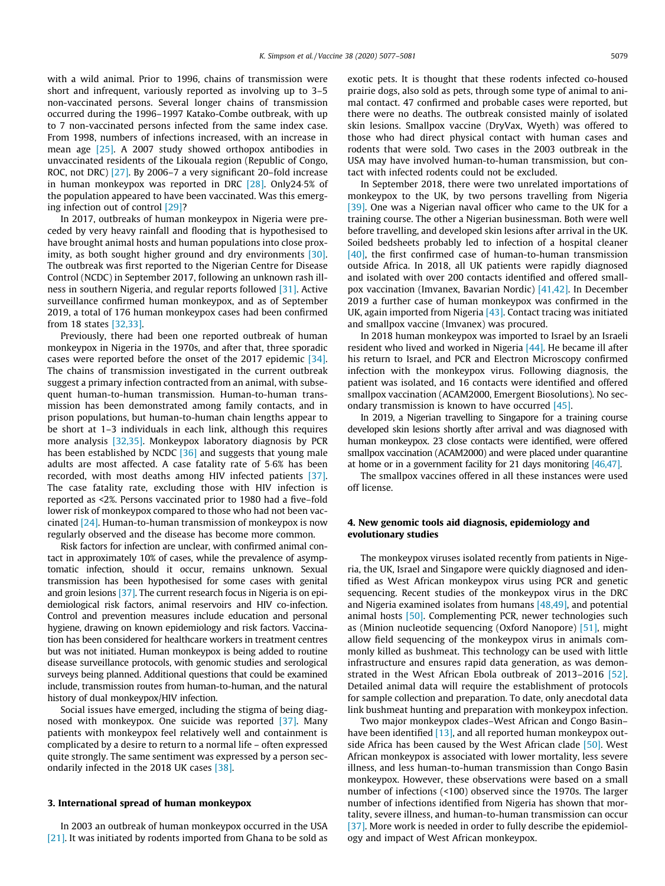with a wild animal. Prior to 1996, chains of transmission were short and infrequent, variously reported as involving up to 3–5 non-vaccinated persons. Several longer chains of transmission occurred during the 1996–1997 Katako-Combe outbreak, with up to 7 non-vaccinated persons infected from the same index case. From 1998, numbers of infections increased, with an increase in mean age [25]. A 2007 study showed orthopox antibodies in unvaccinated residents of the Likouala region (Republic of Congo, ROC, not DRC) [27]. By 2006–7 a very significant 20–fold increase in human monkeypox was reported in DRC [28]. Only24·5% of the population appeared to have been vaccinated. Was this emerging infection out of control [29]?

In 2017, outbreaks of human monkeypox in Nigeria were preceded by very heavy rainfall and flooding that is hypothesised to have brought animal hosts and human populations into close proximity, as both sought higher ground and dry environments [30]. The outbreak was first reported to the Nigerian Centre for Disease Control (NCDC) in September 2017, following an unknown rash illness in southern Nigeria, and regular reports followed [31]. Active surveillance confirmed human monkeypox, and as of September 2019, a total of 176 human monkeypox cases had been confirmed from 18 states [32,33].

Previously, there had been one reported outbreak of human monkeypox in Nigeria in the 1970s, and after that, three sporadic cases were reported before the onset of the 2017 epidemic [34]. The chains of transmission investigated in the current outbreak suggest a primary infection contracted from an animal, with subsequent human-to-human transmission. Human-to-human transmission has been demonstrated among family contacts, and in prison populations, but human-to-human chain lengths appear to be short at 1–3 individuals in each link, although this requires more analysis [32,35]. Monkeypox laboratory diagnosis by PCR has been established by NCDC [36] and suggests that young male adults are most affected. A case fatality rate of 5·6% has been recorded, with most deaths among HIV infected patients [37]. The case fatality rate, excluding those with HIV infection is reported as <2%. Persons vaccinated prior to 1980 had a five–fold lower risk of monkeypox compared to those who had not been vaccinated [24]. Human-to-human transmission of monkeypox is now regularly observed and the disease has become more common.

Risk factors for infection are unclear, with confirmed animal contact in approximately 10% of cases, while the prevalence of asymptomatic infection, should it occur, remains unknown. Sexual transmission has been hypothesised for some cases with genital and groin lesions [37]. The current research focus in Nigeria is on epidemiological risk factors, animal reservoirs and HIV co-infection. Control and prevention measures include education and personal hygiene, drawing on known epidemiology and risk factors. Vaccination has been considered for healthcare workers in treatment centres but was not initiated. Human monkeypox is being added to routine disease surveillance protocols, with genomic studies and serological surveys being planned. Additional questions that could be examined include, transmission routes from human-to-human, and the natural history of dual monkeypox/HIV infection.

Social issues have emerged, including the stigma of being diagnosed with monkeypox. One suicide was reported [37]. Many patients with monkeypox feel relatively well and containment is complicated by a desire to return to a normal life – often expressed quite strongly. The same sentiment was expressed by a person secondarily infected in the 2018 UK cases [38].

## 3. International spread of human monkeypox

In 2003 an outbreak of human monkeypox occurred in the USA [21]. It was initiated by rodents imported from Ghana to be sold as exotic pets. It is thought that these rodents infected co-housed prairie dogs, also sold as pets, through some type of animal to animal contact. 47 confirmed and probable cases were reported, but there were no deaths. The outbreak consisted mainly of isolated skin lesions. Smallpox vaccine (DryVax, Wyeth) was offered to those who had direct physical contact with human cases and rodents that were sold. Two cases in the 2003 outbreak in the USA may have involved human-to-human transmission, but contact with infected rodents could not be excluded.

In September 2018, there were two unrelated importations of monkeypox to the UK, by two persons travelling from Nigeria [39]. One was a Nigerian naval officer who came to the UK for a training course. The other a Nigerian businessman. Both were well before travelling, and developed skin lesions after arrival in the UK. Soiled bedsheets probably led to infection of a hospital cleaner [40], the first confirmed case of human-to-human transmission outside Africa. In 2018, all UK patients were rapidly diagnosed and isolated with over 200 contacts identified and offered smallpox vaccination (Imvanex, Bavarian Nordic) [41,42]. In December 2019 a further case of human monkeypox was confirmed in the UK, again imported from Nigeria [43]. Contact tracing was initiated and smallpox vaccine (Imvanex) was procured.

In 2018 human monkeypox was imported to Israel by an Israeli resident who lived and worked in Nigeria [44]. He became ill after his return to Israel, and PCR and Electron Microscopy confirmed infection with the monkeypox virus. Following diagnosis, the patient was isolated, and 16 contacts were identified and offered smallpox vaccination (ACAM2000, Emergent Biosolutions). No secondary transmission is known to have occurred [45].

In 2019, a Nigerian travelling to Singapore for a training course developed skin lesions shortly after arrival and was diagnosed with human monkeypox. 23 close contacts were identified, were offered smallpox vaccination (ACAM2000) and were placed under quarantine at home or in a government facility for 21 days monitoring [46,47].

The smallpox vaccines offered in all these instances were used off license.

## 4. New genomic tools aid diagnosis, epidemiology and evolutionary studies

The monkeypox viruses isolated recently from patients in Nigeria, the UK, Israel and Singapore were quickly diagnosed and identified as West African monkeypox virus using PCR and genetic sequencing. Recent studies of the monkeypox virus in the DRC and Nigeria examined isolates from humans [48,49], and potential animal hosts [50]. Complementing PCR, newer technologies such as (Minion nucleotide sequencing (Oxford Nanopore) [51], might allow field sequencing of the monkeypox virus in animals commonly killed as bushmeat. This technology can be used with little infrastructure and ensures rapid data generation, as was demonstrated in the West African Ebola outbreak of 2013–2016 [52]. Detailed animal data will require the establishment of protocols for sample collection and preparation. To date, only anecdotal data link bushmeat hunting and preparation with monkeypox infection.

Two major monkeypox clades–West African and Congo Basin–have been identified [13], and all reported human monkeypox outside Africa has been caused by the West African clade [50]. West African monkeypox is associated with lower mortality, less severe illness, and less human-to-human transmission than Congo Basin monkeypox. However, these observations were based on a small number of infections (<100) observed since the 1970s. The larger number of infections identified from Nigeria has shown that mortality, severe illness, and human-to-human transmission can occur [37]. More work is needed in order to fully describe the epidemiology and impact of West African monkeypox.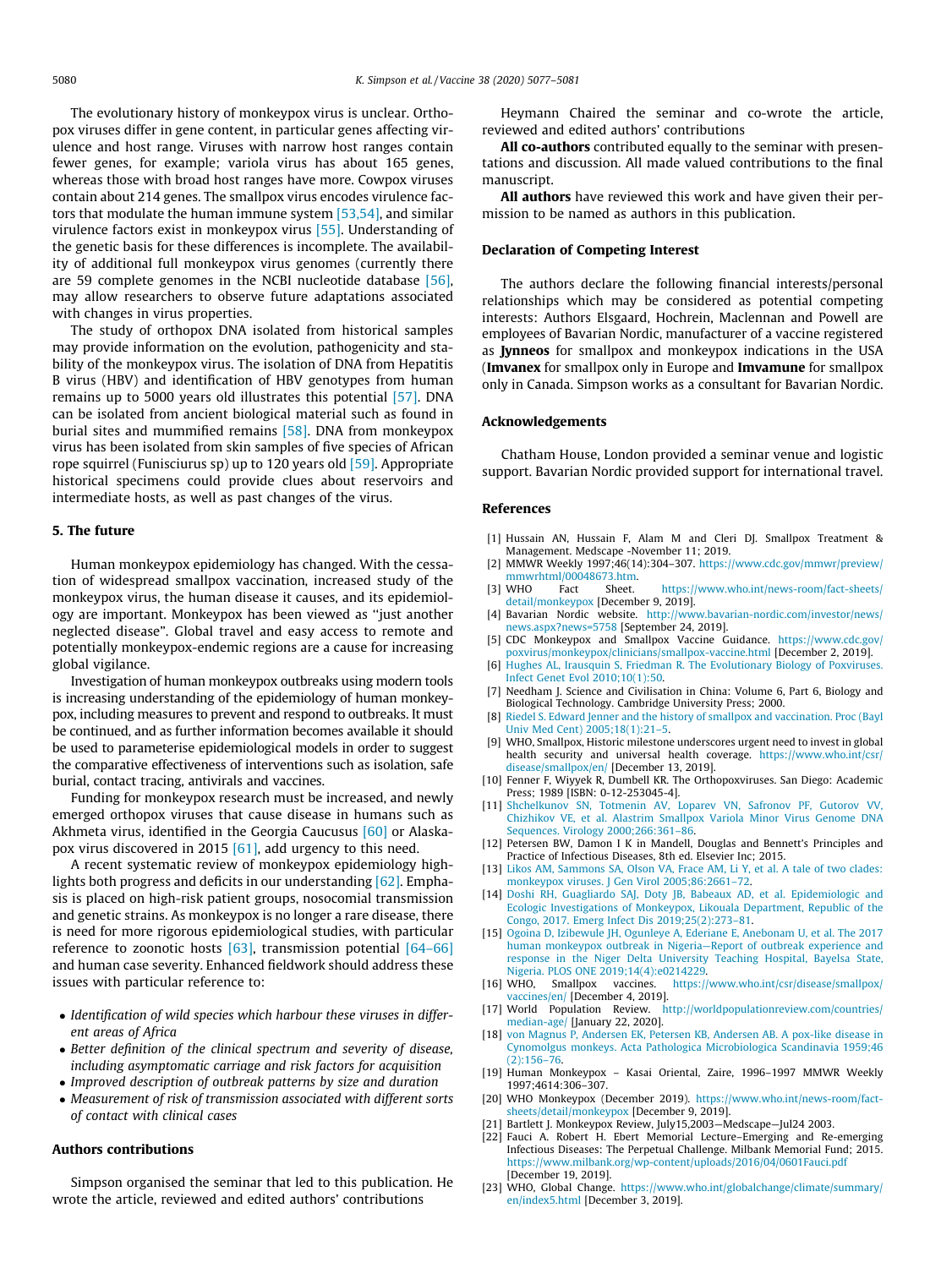The evolutionary history of monkeypox virus is unclear. Orthopox viruses differ in gene content, in particular genes affecting virulence and host range. Viruses with narrow host ranges contain fewer genes, for example; variola virus has about 165 genes, whereas those with broad host ranges have more. Cowpox viruses contain about 214 genes. The smallpox virus encodes virulence factors that modulate the human immune system [53,54], and similar virulence factors exist in monkeypox virus [55]. Understanding of the genetic basis for these differences is incomplete. The availability of additional full monkeypox virus genomes (currently there are 59 complete genomes in the NCBI nucleotide database [56], may allow researchers to observe future adaptations associated with changes in virus properties.

The study of orthopox DNA isolated from historical samples may provide information on the evolution, pathogenicity and stability of the monkeypox virus. The isolation of DNA from Hepatitis B virus (HBV) and identification of HBV genotypes from human remains up to 5000 years old illustrates this potential [57]. DNA can be isolated from ancient biological material such as found in burial sites and mummified remains [58]. DNA from monkeypox virus has been isolated from skin samples of five species of African rope squirrel (Funisciurus sp) up to 120 years old [59]. Appropriate historical specimens could provide clues about reservoirs and intermediate hosts, as well as past changes of the virus.

## 5. The future

Human monkeypox epidemiology has changed. With the cessation of widespread smallpox vaccination, increased study of the monkeypox virus, the human disease it causes, and its epidemiology are important. Monkeypox has been viewed as "just another neglected disease". Global travel and easy access to remote and potentially monkeypox-endemic regions are a cause for increasing global vigilance.

Investigation of human monkeypox outbreaks using modern tools is increasing understanding of the epidemiology of human monkeypox, including measures to prevent and respond to outbreaks. It must be continued, and as further information becomes available it should be used to parameterise epidemiological models in order to suggest the comparative effectiveness of interventions such as isolation, safe burial, contact tracing, antivirals and vaccines.

Funding for monkeypox research must be increased, and newly emerged orthopox viruses that cause disease in humans such as Akhmeta virus, identified in the Georgia Caucusus [60] or Alaskapox virus discovered in 2015 [61], add urgency to this need.

A recent systematic review of monkeypox epidemiology highlights both progress and deficits in our understanding [62]. Emphasis is placed on high-risk patient groups, nosocomial transmission and genetic strains. As monkeypox is no longer a rare disease, there is need for more rigorous epidemiological studies, with particular reference to zoonotic hosts [63], transmission potential [64–66] and human case severity. Enhanced fieldwork should address these issues with particular reference to:

- *Identification of wild species which harbour these viruses in different areas of Africa*
- *Better definition of the clinical spectrum and severity of disease, including asymptomatic carriage and risk factors for acquisition*
- *Improved description of outbreak patterns by size and duration*
- *Measurement of risk of transmission associated with different sorts of contact with clinical cases*

## Authors contributions

Simpson organised the seminar that led to this publication. He wrote the article, reviewed and edited authors' contributions

Heymann Chaired the seminar and co-wrote the article, reviewed and edited authors' contributions

**All co-authors** contributed equally to the seminar with presentations and discussion. All made valued contributions to the final manuscript.

**All authors** have reviewed this work and have given their permission to be named as authors in this publication.

## Declaration of Competing Interest

The authors declare the following financial interests/personal relationships which may be considered as potential competing interests: Authors Elsgaard, Hochrein, Maclennan and Powell are employees of Bavarian Nordic, manufacturer of a vaccine registered as **Jynneos** for smallpox and monkeypox indications in the USA (**Imvanex** for smallpox only in Europe and **Imvamune** for smallpox only in Canada. Simpson works as a consultant for Bavarian Nordic.

## Acknowledgements

Chatham House, London provided a seminar venue and logistic support. Bavarian Nordic provided support for international travel.

## References

[1] Hussain AN, Hussain F, Alam M and Cleri DJ. Smallpox Treatment & Management. Medscape -November 11; 2019.

[2] MMWR Weekly 1997;46(14):304–307. https://www.cdc.gov/mmwr/preview/mmwrhtml/00048673.htm.

[3] WHO Fact Sheet. https://www.who.int/news-room/fact-sheets/detail/monkeypox [December 9, 2019].

[4] Bavarian Nordic website. http://www.bavarian-nordic.com/investor/news/news.aspx?news=5758 [September 24, 2019].

[5] CDC Monkeypox and Smallpox Vaccine Guidance. https://www.cdc.gov/poxvirus/monkeypox/clinicians/smallpox-vaccine.html [December 2, 2019].

[6] Hughes AL, Irausquin S, Friedman R. The Evolutionary Biology of Poxviruses. Infect Genet Evol 2010;10(1):50.

[7] Needham J. Science and Civilisation in China: Volume 6, Part 6, Biology and Biological Technology. Cambridge University Press; 2000.

[8] Riedel S. Edward Jenner and the history of smallpox and vaccination. Proc (Bayl Univ Med Cent) 2005;18(1):21–5.

[9] WHO, Smallpox, Historic milestone underscores urgent need to invest in global health security and universal health coverage. https://www.who.int/csr/disease/smallpox/en/ [December 13, 2019].

[10] Fenner F, Wiyyek R, Dumbell KR. The Orthopoxviruses. San Diego: Academic Press; 1989 [ISBN: 0-12-253045-4].

[11] Shchelkunov SN, Totmenin AV, Loparev VN, Safronov PF, Gutorov VV, Chizhikov VE, et al. Alastrim Smallpox Variola Minor Virus Genome DNA Sequences. Virology 2000;266:361–86.

[12] Petersen BW, Damon I K in Mandell, Douglas and Bennett's Principles and Practice of Infectious Diseases, 8th ed. Elsevier Inc; 2015.

[13] Likos AM, Sammons SA, Olson VA, Frace AM, Li Y, et al. A tale of two clades: monkeypox viruses. J Gen Virol 2005;86:2661–72.

[14] Doshi RH, Guagliardo SAJ, Doty JB, Babeaux AD, et al. Epidemiologic and Ecologic Investigations of Monkeypox, Likouala Department, Republic of the Congo, 2017. Emerg Infect Dis 2019;25(2):273–81.

[15] Ogoina D, Izibewule JH, Ogunleye A, Ederiane E, Anebonam U, et al. The 2017 human monkeypox outbreak in Nigeria—Report of outbreak experience and response in the Niger Delta University Teaching Hospital, Bayelsa State, Nigeria. PLOS ONE 2019;14(4):e0214229.

[16] WHO, Smallpox vaccines. https://www.who.int/csr/disease/smallpox/vaccines/en/ [December 4, 2019].

[17] World Population Review. http://worldpopulationreview.com/countries/median-age/ [January 22, 2020].

[18] von Magnus P, Andersen EK, Petersen KB, Andersen AB. A pox-like disease in Cynomolgus monkeys. Acta Pathologica Microbiologica Scandinavia 1959;46(2):156–76.

[19] Human Monkeypox – Kasai Oriental, Zaire, 1996–1997 MMWR Weekly 1997;4614:306–307.

[20] WHO Monkeypox (December 2019). https://www.who.int/news-room/fact-sheets/detail/monkeypox [December 9, 2019].

[21] Bartlett J. Monkeypox Review, July15,2003—Medscape—Jul24 2003.

[22] Fauci A. Robert H. Ebert Memorial Lecture–Emerging and Re-emerging Infectious Diseases: The Perpetual Challenge. Milbank Memorial Fund; 2015. https://www.milbank.org/wp-content/uploads/2016/04/0601Fauci.pdf [December 19, 2019].

[23] WHO, Global Change. https://www.who.int/globalchange/climate/summary/en/index5.html [December 3, 2019].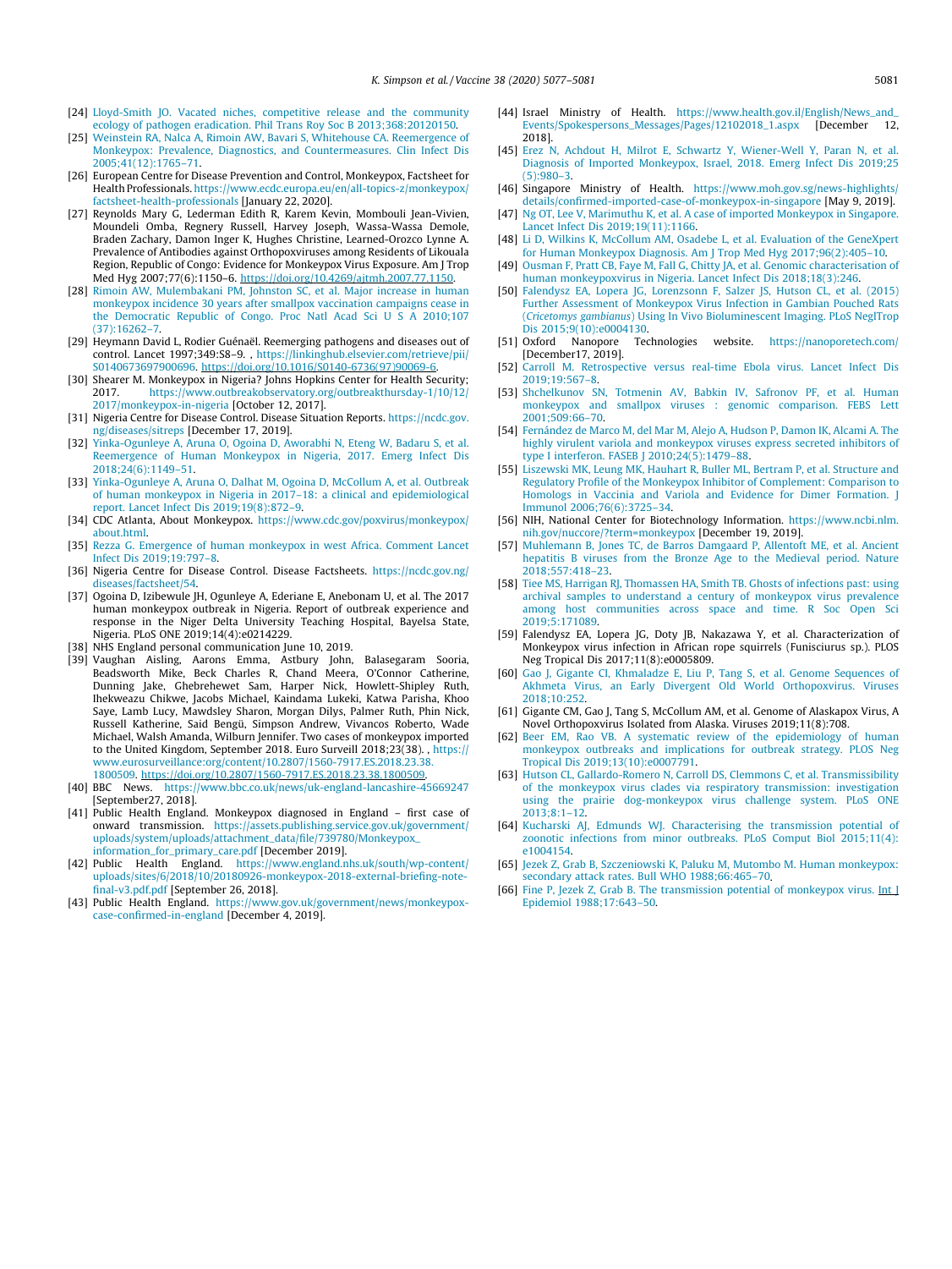[24] Lloyd-Smith JO. Vacated niches, competitive release and the community ecology of pathogen eradication. Phil Trans Roy Soc B 2013;368:20120150.

[25] Weinstein RA, Nalca A, Rimoin AW, Bavari S, Whitehouse CA. Reemergence of Monkeypox: Prevalence, Diagnostics, and Countermeasures. Clin Infect Dis 2005;41(12):1765–71.

[26] European Centre for Disease Prevention and Control, Monkeypox, Factsheet for Health Professionals. https://www.ecdc.europa.eu/en/all-topics-z/monkeypox/factsheet-health-professionals [January 22, 2020].

[27] Reynolds Mary G, Lederman Edith R, Karem Kevin, Mombouli Jean-Vivien, Moundeli Omba, Regnery Russell, Harvey Joseph, Wassa-Wassa Demole, Braden Zachary, Damon Inger K, Hughes Christine, Learned-Orozco Lynne A. Prevalence of Antibodies against Orthopoxviruses among Residents of Likouala Region, Republic of Congo: Evidence for Monkeypox Virus Exposure. Am J Trop Med Hyg 2007;77(6):1150–6. https://doi.org/10.4269/ajtmh.2007.77.1150.

[28] Rimoin AW, Mulembakani PM, Johnston SC, et al. Major increase in human monkeypox incidence 30 years after smallpox vaccination campaigns cease in the Democratic Republic of Congo. Proc Natl Acad Sci U S A 2010;107 (37):16262–7.

[29] Heymann David L, Rodier Guénaël. Reemerging pathogens and diseases out of control. Lancet 1997;349:S8–9. , https://linkinghub.elsevier.com/retrieve/pii/S0140673697900696. https://doi.org/10.1016/S0140-6736(97)90069-6.

[30] Shearer M. Monkeypox in Nigeria? Johns Hopkins Center for Health Security; 2017. https://www.outbreakobservatory.org/outbreakthursday-1/10/12/2017/monkeypox-in-nigeria [October 12, 2017].

[31] Nigeria Centre for Disease Control. Disease Situation Reports. https://ncdc.gov.ng/diseases/sitreps [December 17, 2019].

[32] Yinka-Ogunleye A, Aruna O, Ogoina D, Aworabhi N, Eteng W, Badaru S, et al. Reemergence of Human Monkeypox in Nigeria, 2017. Emerg Infect Dis 2018;24(6):1149–51.

[33] Yinka-Ogunleye A, Aruna O, Dalhat M, Ogoina D, McCollum A, et al. Outbreak of human monkeypox in Nigeria in 2017–18: a clinical and epidemiological report. Lancet Infect Dis 2019;19(8):872–9.

[34] CDC Atlanta, About Monkeypox. https://www.cdc.gov/poxvirus/monkeypox/about.html.

[35] Rezza G. Emergence of human monkeypox in west Africa. Comment Lancet Infect Dis 2019;19:797–8.

[36] Nigeria Centre for Disease Control. Disease Factsheets. https://ncdc.gov.ng/diseases/factsheet/54.

[37] Ogoina D, Izibewule JH, Ogunleye A, Ederiane E, Anebonam U, et al. The 2017 human monkeypox outbreak in Nigeria. Report of outbreak experience and response in the Niger Delta University Teaching Hospital, Bayelsa State, Nigeria. PLoS ONE 2019;14(4):e0214229.

[38] NHS England personal communication June 10, 2019.

[39] Vaughan Aisling, Aarons Emma, Astbury John, Balasegaram Sooria, Beadsworth Mike, Beck Charles R, Chand Meera, O'Connor Catherine, Dunning Jake, Ghebrehewet Sam, Harper Nick, Howlett-Shipley Ruth, Ihekweazu Chikwe, Jacobs Michael, Kaindama Lukeki, Katwa Parisha, Khoo Saye, Lamb Lucy, Mawdsley Sharon, Morgan Dilys, Palmer Ruth, Phin Nick, Russell Katherine, Said Bengü, Simpson Andrew, Vivancos Roberto, Wade Michael, Walsh Amanda, Wilburn Jennifer. Two cases of monkeypox imported to the United Kingdom, September 2018. Euro Surveill 2018;23(38). , https://www.eurosurveillance.org/content/10.2807/1560-7917.ES.2018.23.38.1800509. https://doi.org/10.2807/1560-7917.ES.2018.23.38.1800509.

[40] BBC News. https://www.bbc.co.uk/news/uk-england-lancashire-45669247 [September27, 2018].

[41] Public Health England. Monkeypox diagnosed in England – first case of onward transmission. https://assets.publishing.service.gov.uk/government/uploads/system/uploads/attachment_data/file/739780/Monkeypox_information_for_primary_care.pdf [December 2019].

[42] Public Health England. https://www.england.nhs.uk/south/wp-content/uploads/sites/6/2018/10/20180926-monkeypox-2018-external-briefing-note-final-v3.pdf.pdf [September 26, 2018].

[43] Public Health England. https://www.gov.uk/government/news/monkeypox-case-confirmed-in-england [December 4, 2019].

[44] Israel Ministry of Health. https://www.health.gov.il/English/News_and_Events/Spokespersons_Messages/Pages/12102018_1.aspx [December 12, 2018].

[45] Erez N, Achdout H, Milrot E, Schwartz Y, Wiener-Well Y, Paran N, et al. Diagnosis of Imported Monkeypox, Israel, 2018. Emerg Infect Dis 2019;25 (5):980–3.

[46] Singapore Ministry of Health. https://www.moh.gov.sg/news-highlights/details/confirmed-imported-case-of-monkeypox-in-singapore [May 9, 2019].

[47] Ng OT, Lee V, Marimuthu K, et al. A case of imported Monkeypox in Singapore. Lancet Infect Dis 2019;19(11):1166.

[48] Li D, Wilkins K, McCollum AM, Osadebe L, et al. Evaluation of the GeneXpert for Human Monkeypox Diagnosis. Am J Trop Med Hyg 2017;96(2):405–10.

[49] Ousman F, Pratt CB, Faye M, Fall G, Chitty JA, et al. Genomic characterisation of human monkeypoxvirus in Nigeria. Lancet Infect Dis 2018;18(3):246.

[50] Falendysz EA, Lopera JG, Lorenzsonn F, Salzer JS, Hutson CL, et al. (2015) Further Assessment of Monkeypox Virus Infection in Gambian Pouched Rats (*Cricetomys gambianus*) Using In Vivo Bioluminescent Imaging. PLoS NeglTrop Dis 2015;9(10):e0004130.

[51] Oxford Nanopore Technologies website. https://nanoporetech.com/ [December17, 2019].

[52] Carroll M. Retrospective versus real-time Ebola virus. Lancet Infect Dis 2019;19:567–8.

[53] Shchelkunov SN, Totmenin AV, Babkin IV, Safronov PF, et al. Human monkeypox and smallpox viruses : genomic comparison. FEBS Lett 2001;509:66–70.

[54] Fernández de Marco M, del Mar M, Alejo A, Hudson P, Damon IK, Alcami A. The highly virulent variola and monkeypox viruses express secreted inhibitors of type I interferon. FASEB J 2010;24(5):1479–88.

[55] Liszewski MK, Leung MK, Hauhart R, Buller ML, Bertram P, et al. Structure and Regulatory Profile of the Monkeypox Inhibitor of Complement: Comparison to Homologs in Vaccinia and Variola and Evidence for Dimer Formation. J Immunol 2006;76(6):3725–34.

[56] NIH, National Center for Biotechnology Information. https://www.ncbi.nlm.nih.gov/nuccore/?term=monkeypox [December 19, 2019].

[57] Muhlemann B, Jones TC, de Barros Damgaard P, Allentoft ME, et al. Ancient hepatitis B viruses from the Bronze Age to the Medieval period. Nature 2018;557:418–23.

[58] Tiee MS, Harrigan RJ, Thomassen HA, Smith TB. Ghosts of infections past: using archival samples to understand a century of monkeypox virus prevalence among host communities across space and time. R Soc Open Sci 2019;5:171089.

[59] Falendysz EA, Lopera JG, Doty JB, Nakazawa Y, et al. Characterization of Monkeypox virus infection in African rope squirrels (Funisciurus sp.). PLOS Neg Tropical Dis 2017;11(8):e0005809.

[60] Gao J, Gigante CI, Khmaladze E, Liu P, Tang S, et al. Genome Sequences of Akhmeta Virus, an Early Divergent Old World Orthopoxvirus. Viruses 2018;10:252.

[61] Gigante CM, Gao J, Tang S, McCollum AM, et al. Genome of Alaskapox Virus, A Novel Orthopoxvirus Isolated from Alaska. Viruses 2019;11(8):708.

[62] Beer EM, Rao VB. A systematic review of the epidemiology of human monkeypox outbreaks and implications for outbreak strategy. PLOS Neg Tropical Dis 2019;13(10):e0007791.

[63] Hutson CL, Gallardo-Romero N, Carroll DS, Clemmons C, et al. Transmissibility of the monkeypox virus clades via respiratory transmission: investigation using the prairie dog-monkeypox virus challenge system. PLoS ONE 2013;8:1–12.

[64] Kucharski AJ, Edmunds WJ. Characterising the transmission potential of zoonotic infections from minor outbreaks. PLoS Comput Biol 2015;11(4): e1004154.

[65] Jezek Z, Grab B, Szczeniowski K, Paluku M, Mutombo M. Human monkeypox: secondary attack rates. Bull WHO 1988;66:465–70.

[66] Fine P, Jezek Z, Grab B. The transmission potential of monkeypox virus. Int J Epidemiol 1988;17:643–50.